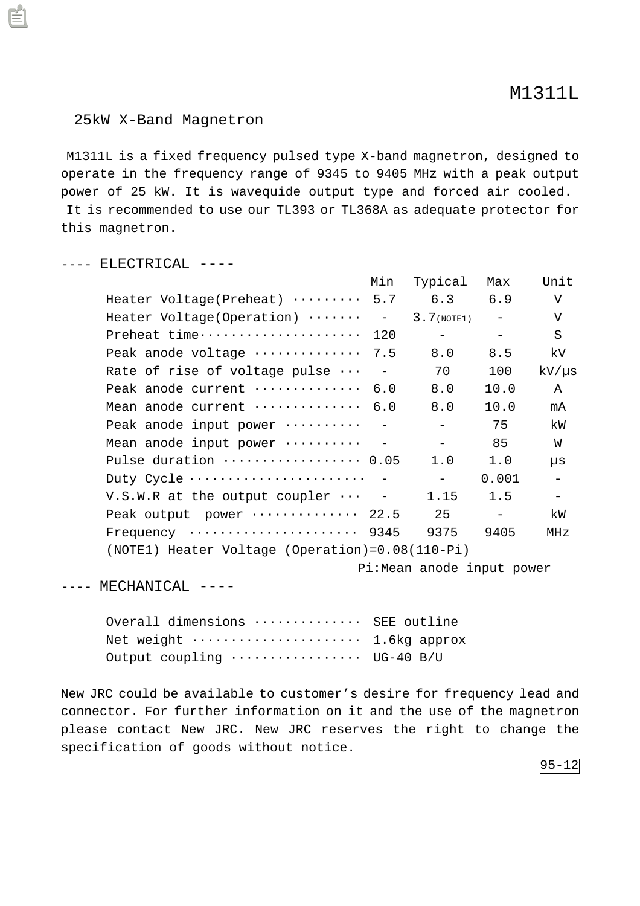# M1311L

## 25kW X-Band Magnetron

M1311L is a fixed frequency pulsed type X-band magnetron, designed to operate in the frequency range of 9345 to 9405 MHz with a peak output power of 25 kW. It is wavequide output type and forced air cooled.
It is recommended to use our TL393 or TL368A as adequate protector for this magnetron.

### ---- ELECTRICAL ----

| | Min | Typical | Max | Unit |
|---|---|---|---|---|
| Heater Voltage(Preheat) | 5.7 | 6.3 | 6.9 | V |
| Heater Voltage(Operation) | - | 3.7(NOTE1) | - | V |
| Preheat time | 120 | - | - | S |
| Peak anode voltage | 7.5 | 8.0 | 8.5 | kV |
| Rate of rise of voltage pulse | - | 70 | 100 | kV/μs |
| Peak anode current | 6.0 | 8.0 | 10.0 | A |
| Mean anode current | 6.0 | 8.0 | 10.0 | mA |
| Peak anode input power | - | - | 75 | kW |
| Mean anode input power | - | - | 85 | W |
| Pulse duration | 0.05 | 1.0 | 1.0 | μs |
| Duty Cycle | - | - | 0.001 | - |
| V.S.W.R at the output coupler | - | 1.15 | 1.5 | - |
| Peak output power | 22.5 | 25 | - | kW |
| Frequency | 9345 | 9375 | 9405 | MHz |

(NOTE1) Heater Voltage (Operation)=0.08(110-Pi)
Pi:Mean anode input power

### ---- MECHANICAL ----

| | |
|---|---|
| Overall dimensions | SEE outline |
| Net weight | 1.6kg approx |
| Output coupling | UG-40 B/U |

New JRC could be available to customer's desire for frequency lead and connector. For further information on it and the use of the magnetron please contact New JRC. New JRC reserves the right to change the specification of goods without notice.

95-12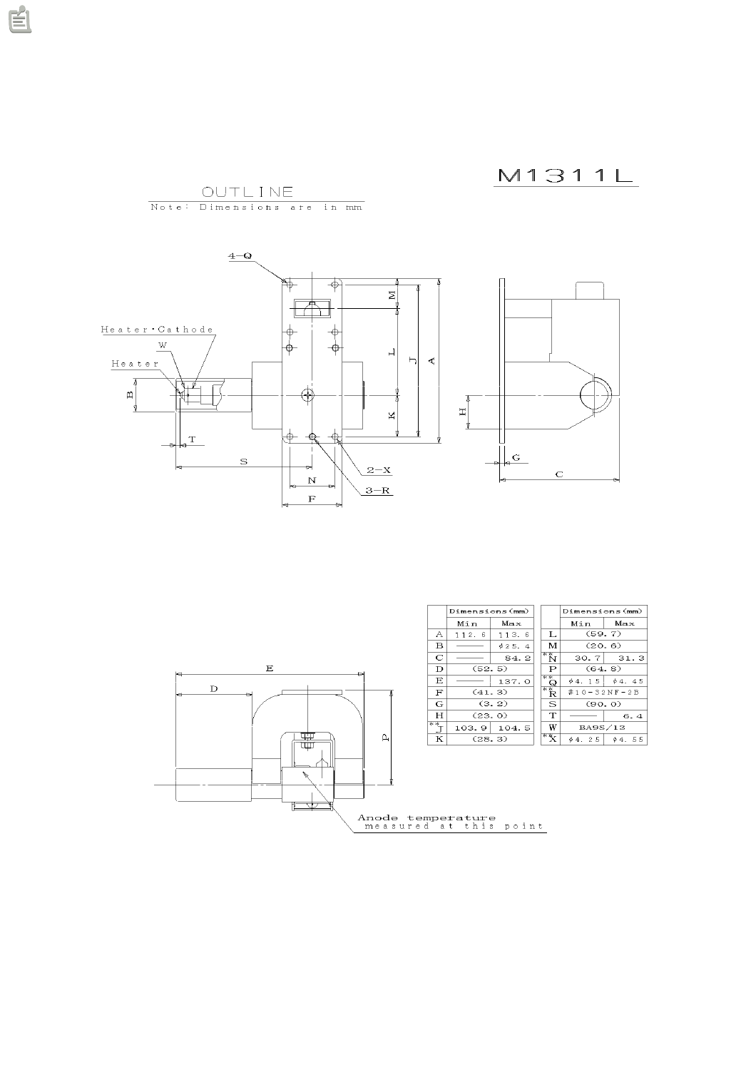# M1311L

## OUTLINE

Note: Dimensions are in mm

4-Q

Heater·Cathode

W

Heater

B

T

S

M

L

J

A

K

2-X

N

3-R

F

H

G

C

E

D

P

Anode temperature measured at this point

| | Dimensions (mm) | |
|---|---|---|
| | Min | Max |
| A | 112.6 | 113.6 |
| B | ——— | φ25.4 |
| C | ——— | 84.2 |
| D | (52.5) | |
| E | ——— | 137.0 |
| F | (41.3) | |
| G | (3.2) | |
| H | (23.0) | |
| ** J | 103.9 | 104.5 |
| K | (28.3) | |

| | Dimensions (mm) | |
|---|---|---|
| | Min | Max |
| L | (59.7) | |
| M | (20.6) | |
| ** N | 30.7 | 31.3 |
| P | (64.8) | |
| ** Q | φ4.15 | φ4.45 |
| ** R | #10-32NF-2B | |
| S | (90.0) | |
| T | ——— | 6.4 |
| W | BA9S/13 | |
| ** X | φ4.25 | φ4.55 |